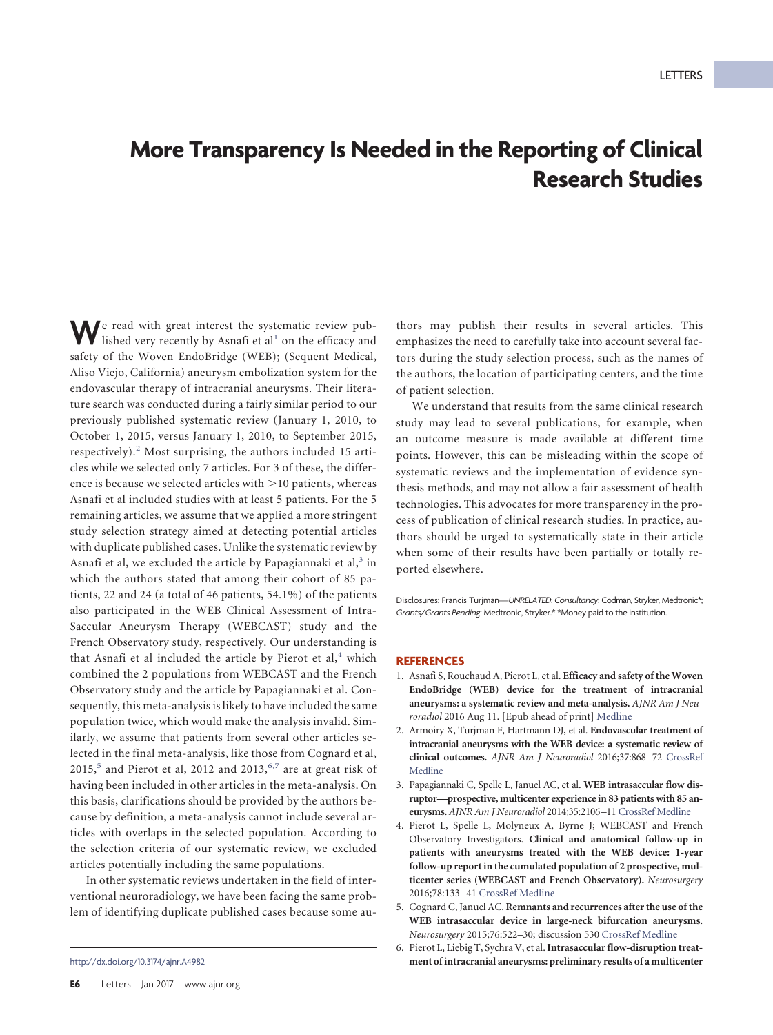# More Transparency Is Needed in the Reporting of Clinical Research Studies

We read with great interest the systematic review published very recently by Asnafi et al[1] on the efficacy and safety of the Woven EndoBridge (WEB); (Sequent Medical, Aliso Viejo, California) aneurysm embolization system for the endovascular therapy of intracranial aneurysms. Their literature search was conducted during a fairly similar period to our previously published systematic review (January 1, 2010, to October 1, 2015, versus January 1, 2010, to September 2015, respectively).[2] Most surprising, the authors included 15 articles while we selected only 7 articles. For 3 of these, the difference is because we selected articles with >10 patients, whereas Asnafi et al included studies with at least 5 patients. For the 5 remaining articles, we assume that we applied a more stringent study selection strategy aimed at detecting potential articles with duplicate published cases. Unlike the systematic review by Asnafi et al, we excluded the article by Papagiannaki et al,[3] in which the authors stated that among their cohort of 85 patients, 22 and 24 (a total of 46 patients, 54.1%) of the patients also participated in the WEB Clinical Assessment of Intra-Saccular Aneurysm Therapy (WEBCAST) study and the French Observatory study, respectively. Our understanding is that Asnafi et al included the article by Pierot et al,[4] which combined the 2 populations from WEBCAST and the French Observatory study and the article by Papagiannaki et al. Consequently, this meta-analysis is likely to have included the same population twice, which would make the analysis invalid. Similarly, we assume that patients from several other articles selected in the final meta-analysis, like those from Cognard et al, 2015,[5] and Pierot et al, 2012 and 2013,[6,7] are at great risk of having been included in other articles in the meta-analysis. On this basis, clarifications should be provided by the authors because by definition, a meta-analysis cannot include several articles with overlaps in the selected population. According to the selection criteria of our systematic review, we excluded articles potentially including the same populations.

In other systematic reviews undertaken in the field of interventional neuroradiology, we have been facing the same problem of identifying duplicate published cases because some authors may publish their results in several articles. This emphasizes the need to carefully take into account several factors during the study selection process, such as the names of the authors, the location of participating centers, and the time of patient selection.

We understand that results from the same clinical research study may lead to several publications, for example, when an outcome measure is made available at different time points. However, this can be misleading within the scope of systematic reviews and the implementation of evidence synthesis methods, and may not allow a fair assessment of health technologies. This advocates for more transparency in the process of publication of clinical research studies. In practice, authors should be urged to systematically state in their article when some of their results have been partially or totally reported elsewhere.

Disclosures: Francis Turjman—*UNRELATED*: *Consultancy*: Codman, Stryker, Medtronic*; *Grants/Grants Pending*: Medtronic, Stryker.* *Money paid to the institution.

http://dx.doi.org/10.3174/ajnr.A4982

## REFERENCES

1. Asnafi S, Rouchaud A, Pierot L, et al. **Efficacy and safety of the Woven EndoBridge (WEB) device for the treatment of intracranial aneurysms: a systematic review and meta-analysis.** *AJNR Am J Neuroradiol* 2016 Aug 11. [Epub ahead of print] Medline
2. Armoiry X, Turjman F, Hartmann DJ, et al. **Endovascular treatment of intracranial aneurysms with the WEB device: a systematic review of clinical outcomes.** *AJNR Am J Neuroradiol* 2016;37:868–72 CrossRef Medline
3. Papagiannaki C, Spelle L, Januel AC, et al. **WEB intrasaccular flow disruptor—prospective, multicenter experience in 83 patients with 85 aneurysms.** *AJNR Am J Neuroradiol* 2014;35:2106–11 CrossRef Medline
4. Pierot L, Spelle L, Molyneux A, Byrne J; WEBCAST and French Observatory Investigators. **Clinical and anatomical follow-up in patients with aneurysms treated with the WEB device: 1-year follow-up report in the cumulated population of 2 prospective, multicenter series (WEBCAST and French Observatory).** *Neurosurgery* 2016;78:133–41 CrossRef Medline
5. Cognard C, Januel AC. **Remnants and recurrences after the use of the WEB intrasaccular device in large-neck bifurcation aneurysms.** *Neurosurgery* 2015;76:522–30; discussion 530 CrossRef Medline
6. Pierot L, Liebig T, Sychra V, et al. **Intrasaccular flow-disruption treatment of intracranial aneurysms: preliminary results of a multicenter**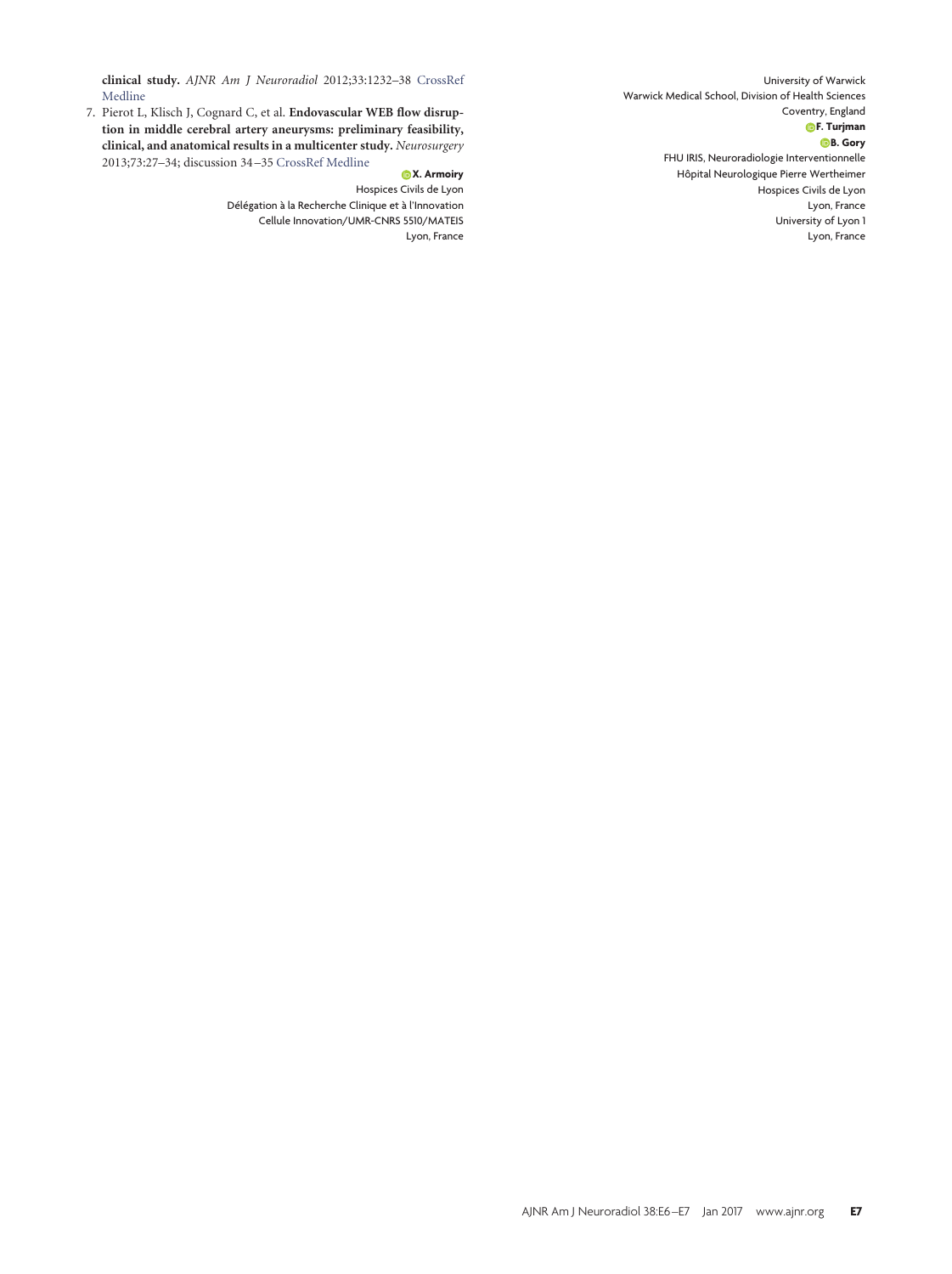**clinical study.** *AJNR Am J Neuroradiol* 2012;33:1232–38 CrossRef Medline

7. Pierot L, Klisch J, Cognard C, et al. **Endovascular WEB flow disruption in middle cerebral artery aneurysms: preliminary feasibility, clinical, and anatomical results in a multicenter study.** *Neurosurgery* 2013;73:27–34; discussion 34–35 CrossRef Medline

**X. Armoiry**
Hospices Civils de Lyon
Délégation à la Recherche Clinique et à l'Innovation
Cellule Innovation/UMR-CNRS 5510/MATEIS
Lyon, France
University of Warwick
Warwick Medical School, Division of Health Sciences
Coventry, England

**F. Turjman**
**B. Gory**
FHU IRIS, Neuroradiologie Interventionnelle
Hôpital Neurologique Pierre Wertheimer
Hospices Civils de Lyon
Lyon, France
University of Lyon 1
Lyon, France